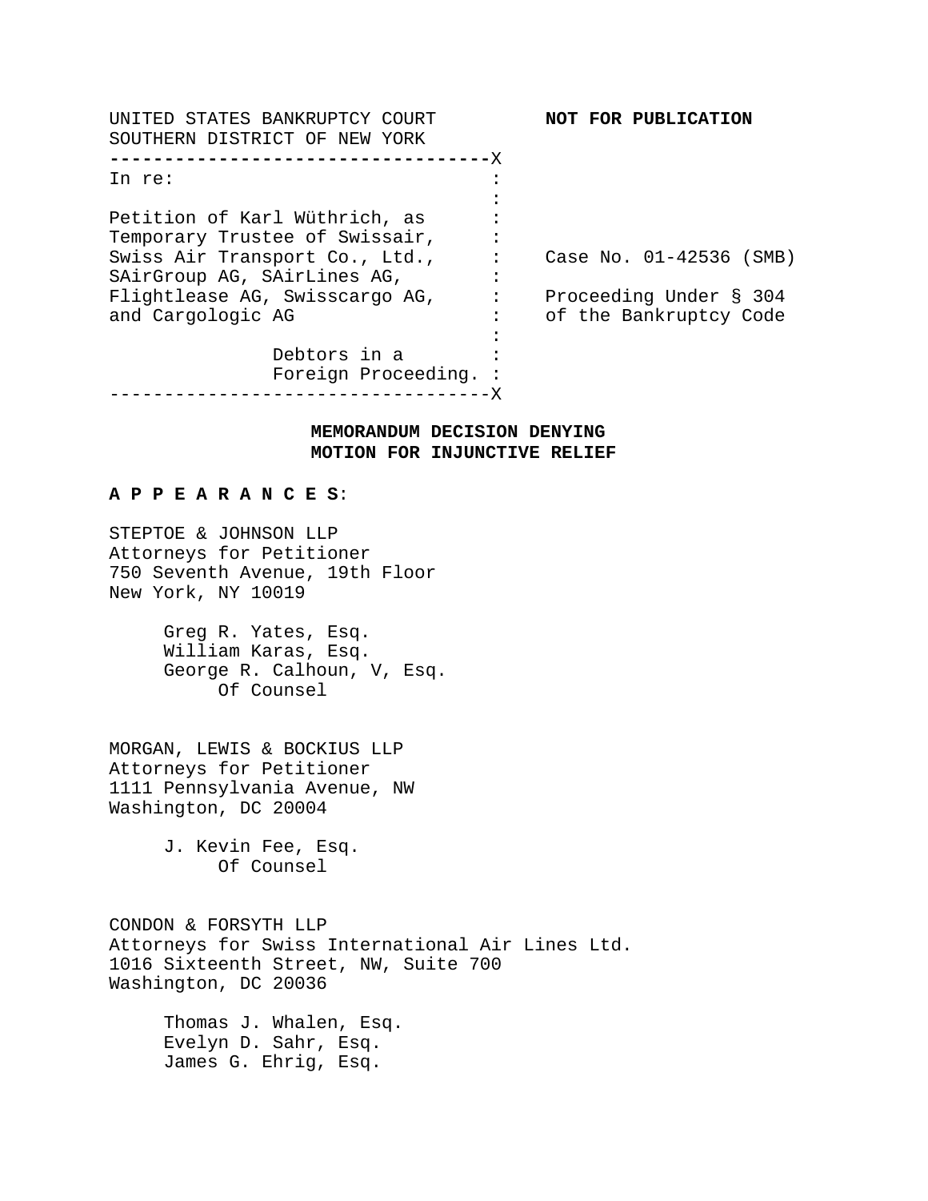UNITED STATES BANKRUPTCY COURT
SOUTHERN DISTRICT OF NEW YORK

**NOT FOR PUBLICATION**

In re:

Petition of Karl Wüthrich, as Temporary Trustee of Swissair, Swiss Air Transport Co., Ltd., SAirGroup AG, SAirLines AG, Flightlease AG, Swisscargo AG, and Cargologic AG

Debtors in a Foreign Proceeding.

Case No. 01-42536 (SMB)

Proceeding Under § 304 of the Bankruptcy Code

## MEMORANDUM DECISION DENYING MOTION FOR INJUNCTIVE RELIEF

**A P P E A R A N C E S**:

STEPTOE & JOHNSON LLP
Attorneys for Petitioner
750 Seventh Avenue, 19th Floor
New York, NY 10019

Greg R. Yates, Esq.
William Karas, Esq.
George R. Calhoun, V, Esq.
Of Counsel

MORGAN, LEWIS & BOCKIUS LLP
Attorneys for Petitioner
1111 Pennsylvania Avenue, NW
Washington, DC 20004

J. Kevin Fee, Esq.
Of Counsel

CONDON & FORSYTH LLP
Attorneys for Swiss International Air Lines Ltd.
1016 Sixteenth Street, NW, Suite 700
Washington, DC 20036

Thomas J. Whalen, Esq.
Evelyn D. Sahr, Esq.
James G. Ehrig, Esq.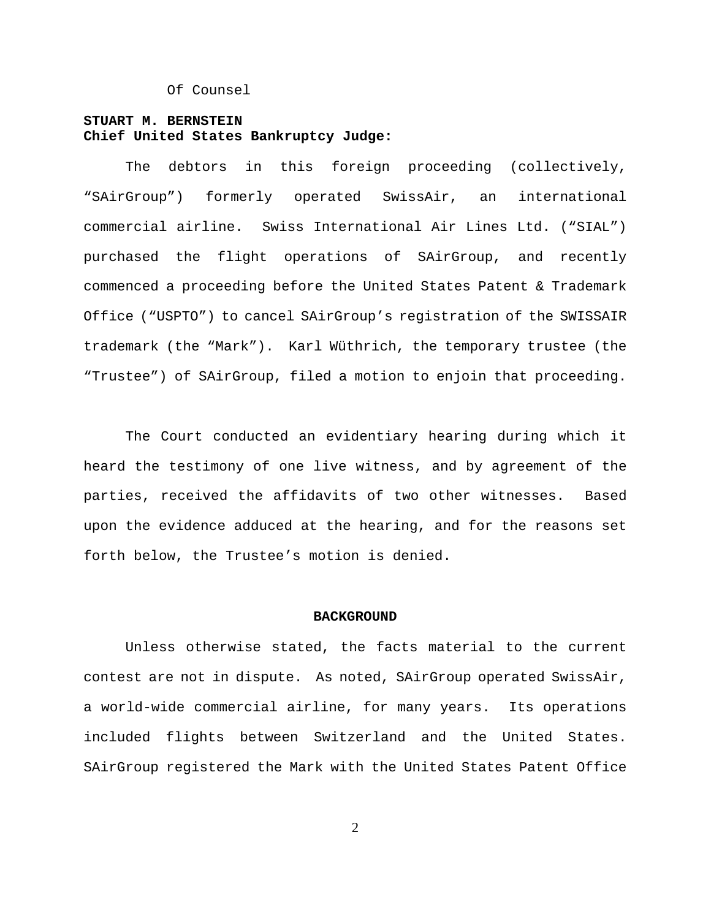Of Counsel

**STUART M. BERNSTEIN**
**Chief United States Bankruptcy Judge:**

The debtors in this foreign proceeding (collectively, "SAirGroup") formerly operated SwissAir, an international commercial airline. Swiss International Air Lines Ltd. ("SIAL") purchased the flight operations of SAirGroup, and recently commenced a proceeding before the United States Patent & Trademark Office ("USPTO") to cancel SAirGroup's registration of the SWISSAIR trademark (the "Mark"). Karl Wüthrich, the temporary trustee (the "Trustee") of SAirGroup, filed a motion to enjoin that proceeding.

The Court conducted an evidentiary hearing during which it heard the testimony of one live witness, and by agreement of the parties, received the affidavits of two other witnesses. Based upon the evidence adduced at the hearing, and for the reasons set forth below, the Trustee's motion is denied.

## BACKGROUND

Unless otherwise stated, the facts material to the current contest are not in dispute. As noted, SAirGroup operated SwissAir, a world-wide commercial airline, for many years. Its operations included flights between Switzerland and the United States. SAirGroup registered the Mark with the United States Patent Office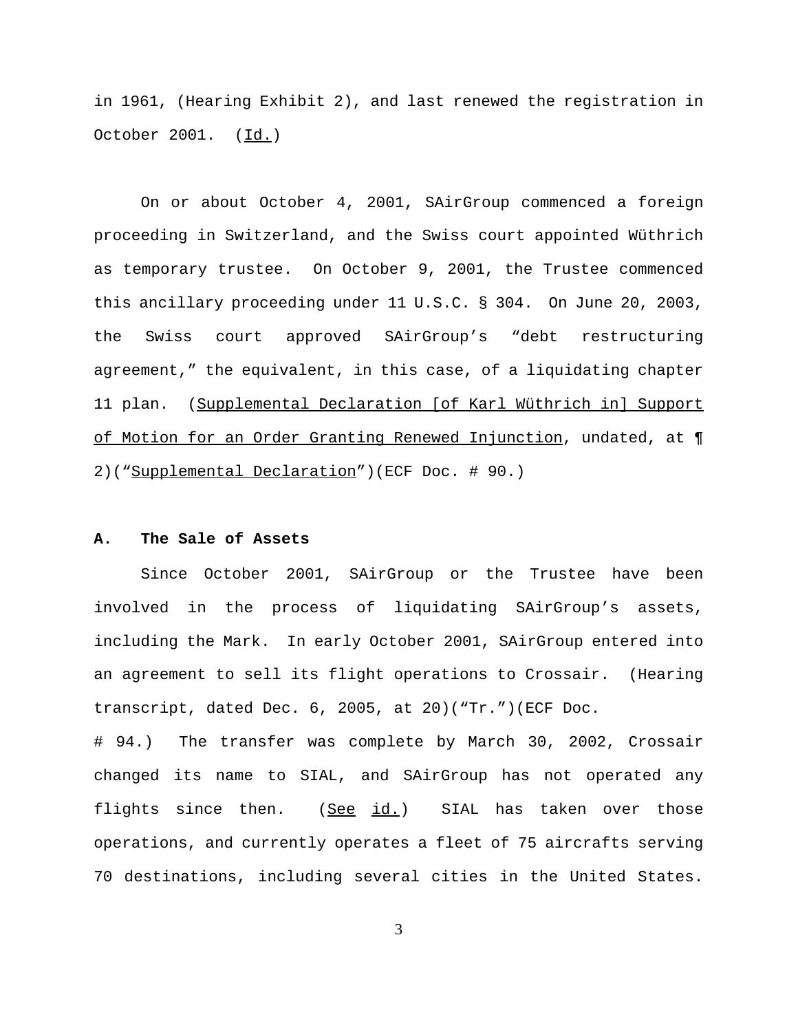in 1961, (Hearing Exhibit 2), and last renewed the registration in October 2001. (Id.)

On or about October 4, 2001, SAirGroup commenced a foreign proceeding in Switzerland, and the Swiss court appointed Wüthrich as temporary trustee. On October 9, 2001, the Trustee commenced this ancillary proceeding under 11 U.S.C. § 304. On June 20, 2003, the Swiss court approved SAirGroup's "debt restructuring agreement," the equivalent, in this case, of a liquidating chapter 11 plan. (Supplemental Declaration [of Karl Wüthrich in] Support of Motion for an Order Granting Renewed Injunction, undated, at ¶ 2)("Supplemental Declaration")(ECF Doc. # 90.)

**A. The Sale of Assets**

Since October 2001, SAirGroup or the Trustee have been involved in the process of liquidating SAirGroup's assets, including the Mark. In early October 2001, SAirGroup entered into an agreement to sell its flight operations to Crossair. (Hearing transcript, dated Dec. 6, 2005, at 20)("Tr.")(ECF Doc. # 94.) The transfer was complete by March 30, 2002, Crossair changed its name to SIAL, and SAirGroup has not operated any flights since then. (See id.) SIAL has taken over those operations, and currently operates a fleet of 75 aircrafts serving 70 destinations, including several cities in the United States.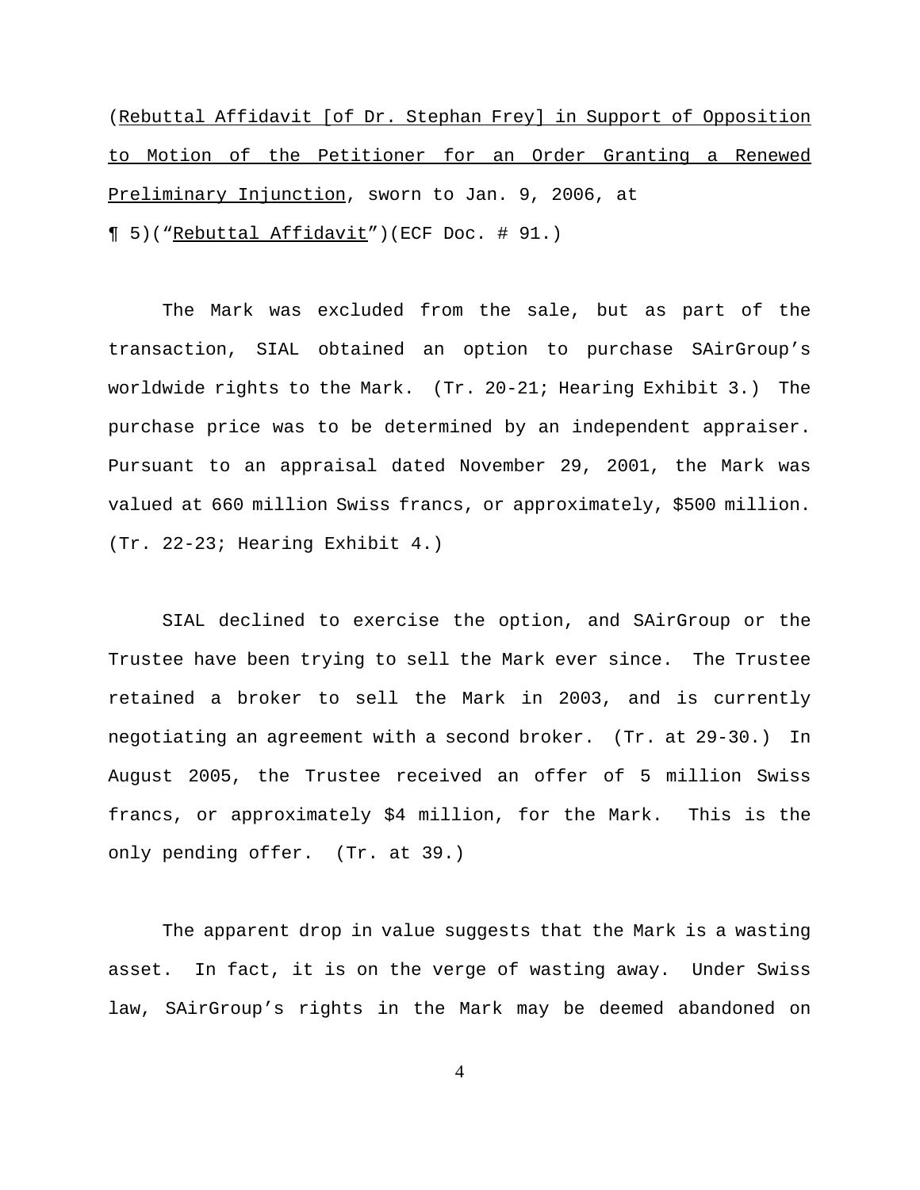(Rebuttal Affidavit [of Dr. Stephan Frey] in Support of Opposition to Motion of the Petitioner for an Order Granting a Renewed Preliminary Injunction, sworn to Jan. 9, 2006, at ¶ 5)("Rebuttal Affidavit")(ECF Doc. # 91.)

The Mark was excluded from the sale, but as part of the transaction, SIAL obtained an option to purchase SAirGroup's worldwide rights to the Mark. (Tr. 20-21; Hearing Exhibit 3.) The purchase price was to be determined by an independent appraiser. Pursuant to an appraisal dated November 29, 2001, the Mark was valued at 660 million Swiss francs, or approximately, $500 million. (Tr. 22-23; Hearing Exhibit 4.)

SIAL declined to exercise the option, and SAirGroup or the Trustee have been trying to sell the Mark ever since. The Trustee retained a broker to sell the Mark in 2003, and is currently negotiating an agreement with a second broker. (Tr. at 29-30.) In August 2005, the Trustee received an offer of 5 million Swiss francs, or approximately $4 million, for the Mark. This is the only pending offer. (Tr. at 39.)

The apparent drop in value suggests that the Mark is a wasting asset. In fact, it is on the verge of wasting away. Under Swiss law, SAirGroup's rights in the Mark may be deemed abandoned on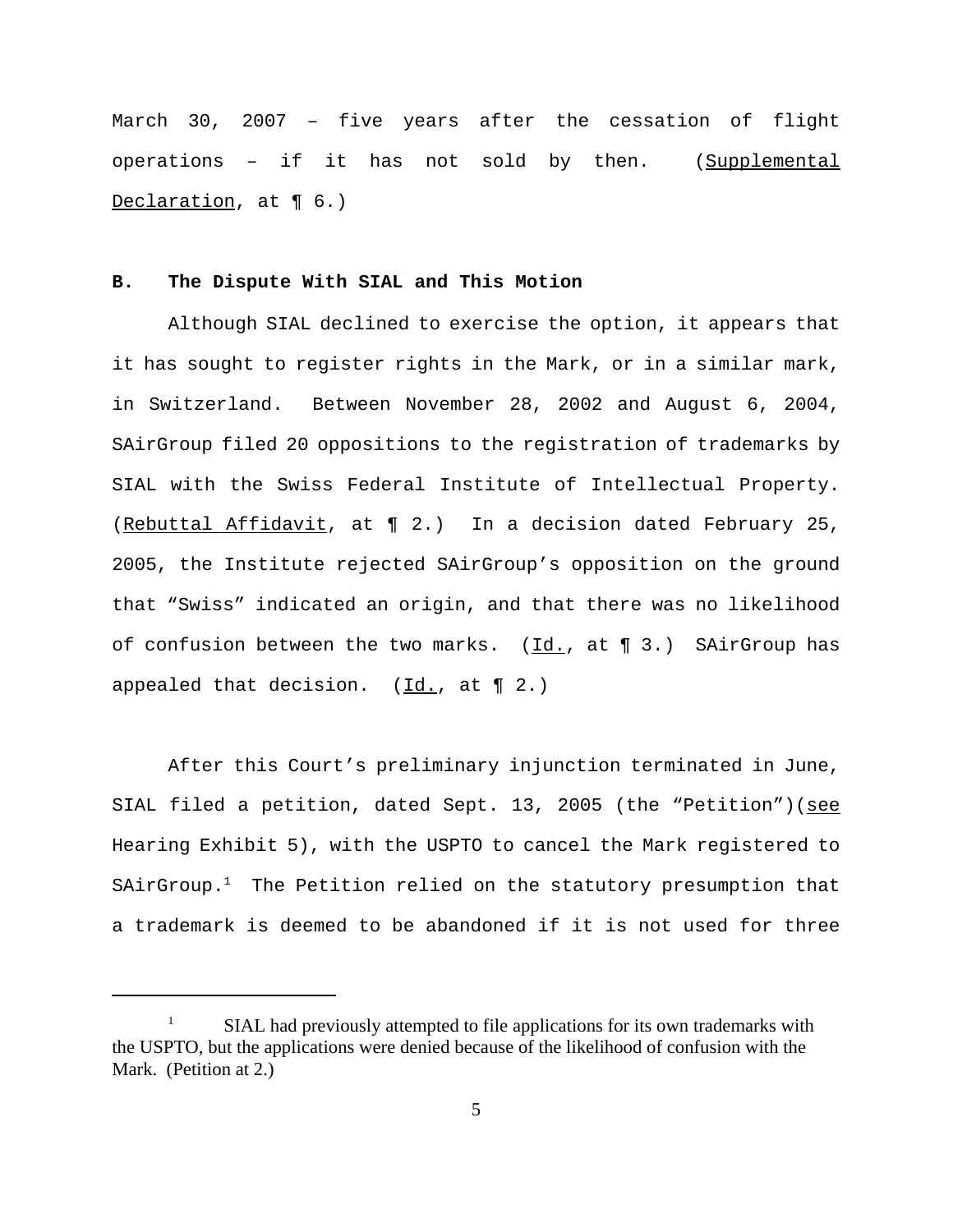March 30, 2007 – five years after the cessation of flight operations – if it has not sold by then. (Supplemental Declaration, at ¶ 6.)

**B. The Dispute With SIAL and This Motion**

Although SIAL declined to exercise the option, it appears that it has sought to register rights in the Mark, or in a similar mark, in Switzerland. Between November 28, 2002 and August 6, 2004, SAirGroup filed 20 oppositions to the registration of trademarks by SIAL with the Swiss Federal Institute of Intellectual Property. (Rebuttal Affidavit, at ¶ 2.) In a decision dated February 25, 2005, the Institute rejected SAirGroup's opposition on the ground that "Swiss" indicated an origin, and that there was no likelihood of confusion between the two marks. (Id., at ¶ 3.) SAirGroup has appealed that decision. (Id., at ¶ 2.)

After this Court's preliminary injunction terminated in June, SIAL filed a petition, dated Sept. 13, 2005 (the "Petition")(see Hearing Exhibit 5), with the USPTO to cancel the Mark registered to SAirGroup.[1] The Petition relied on the statutory presumption that a trademark is deemed to be abandoned if it is not used for three

[1] SIAL had previously attempted to file applications for its own trademarks with the USPTO, but the applications were denied because of the likelihood of confusion with the Mark. (Petition at 2.)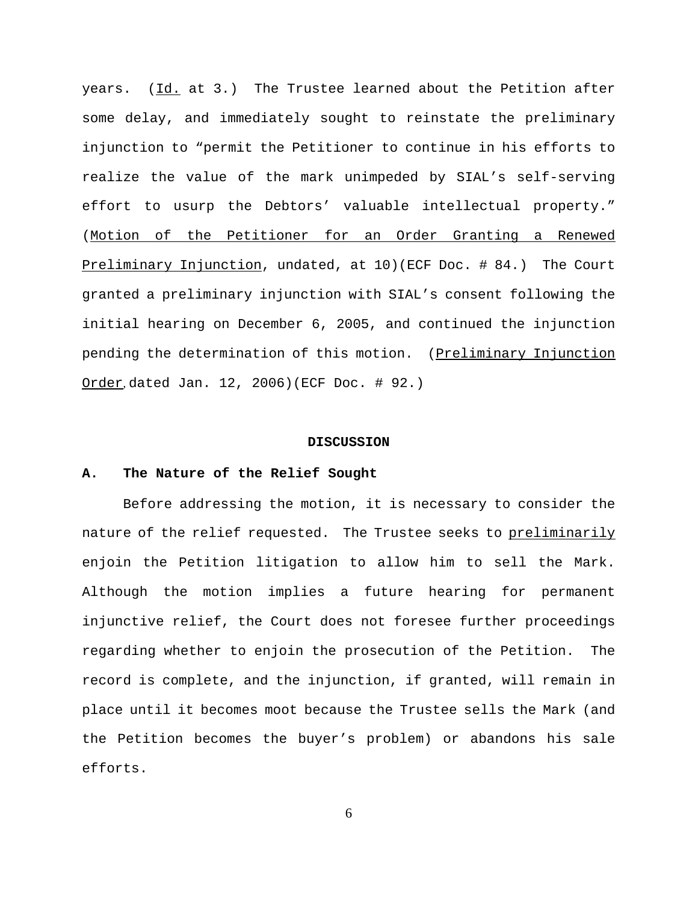years. (Id. at 3.) The Trustee learned about the Petition after some delay, and immediately sought to reinstate the preliminary injunction to "permit the Petitioner to continue in his efforts to realize the value of the mark unimpeded by SIAL's self-serving effort to usurp the Debtors' valuable intellectual property." (Motion of the Petitioner for an Order Granting a Renewed Preliminary Injunction, undated, at 10)(ECF Doc. # 84.) The Court granted a preliminary injunction with SIAL's consent following the initial hearing on December 6, 2005, and continued the injunction pending the determination of this motion. (Preliminary Injunction Order, dated Jan. 12, 2006)(ECF Doc. # 92.)

## DISCUSSION

### A. The Nature of the Relief Sought

Before addressing the motion, it is necessary to consider the nature of the relief requested. The Trustee seeks to preliminarily enjoin the Petition litigation to allow him to sell the Mark. Although the motion implies a future hearing for permanent injunctive relief, the Court does not foresee further proceedings regarding whether to enjoin the prosecution of the Petition. The record is complete, and the injunction, if granted, will remain in place until it becomes moot because the Trustee sells the Mark (and the Petition becomes the buyer's problem) or abandons his sale efforts.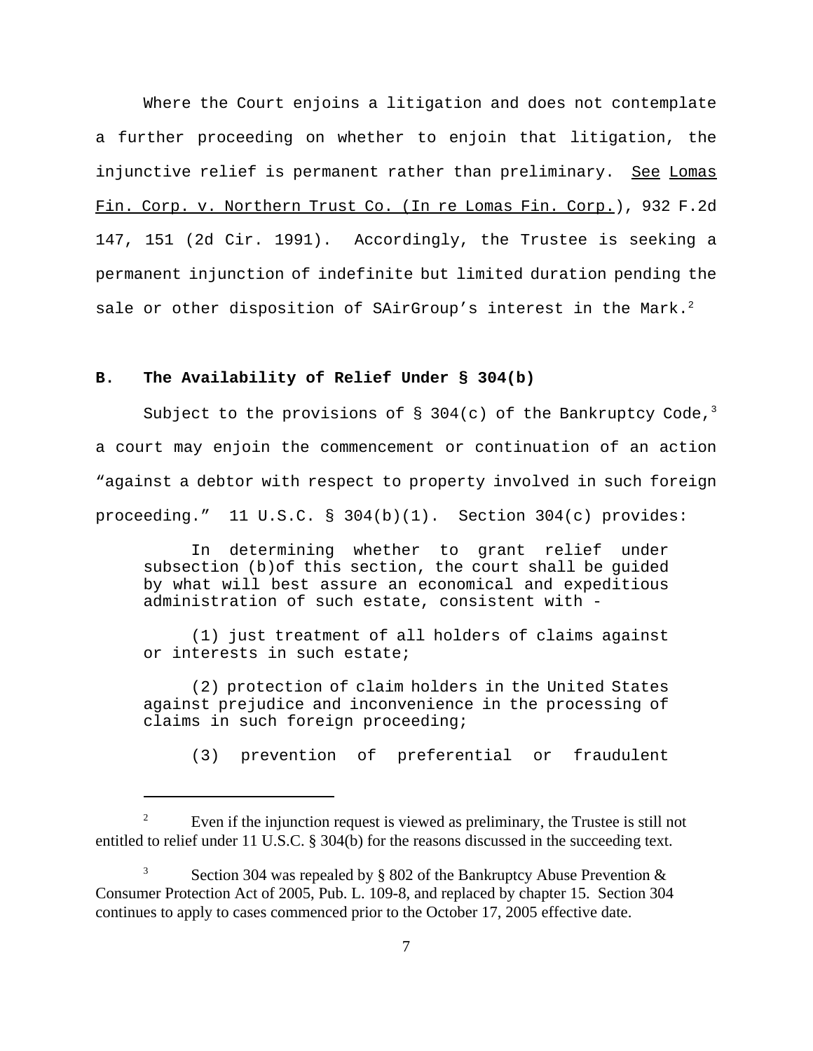Where the Court enjoins a litigation and does not contemplate a further proceeding on whether to enjoin that litigation, the injunctive relief is permanent rather than preliminary. See Lomas Fin. Corp. v. Northern Trust Co. (In re Lomas Fin. Corp.), 932 F.2d 147, 151 (2d Cir. 1991). Accordingly, the Trustee is seeking a permanent injunction of indefinite but limited duration pending the sale or other disposition of SAirGroup's interest in the Mark.[2]

**B. The Availability of Relief Under § 304(b)**

Subject to the provisions of § 304(c) of the Bankruptcy Code,[3] a court may enjoin the commencement or continuation of an action "against a debtor with respect to property involved in such foreign proceeding." 11 U.S.C. § 304(b)(1). Section 304(c) provides:

> In determining whether to grant relief under subsection (b)of this section, the court shall be guided by what will best assure an economical and expeditious administration of such estate, consistent with -
>
> (1) just treatment of all holders of claims against or interests in such estate;
>
> (2) protection of claim holders in the United States against prejudice and inconvenience in the processing of claims in such foreign proceeding;
>
> (3) prevention of preferential or fraudulent

---

[2] Even if the injunction request is viewed as preliminary, the Trustee is still not entitled to relief under 11 U.S.C. § 304(b) for the reasons discussed in the succeeding text.

[3] Section 304 was repealed by § 802 of the Bankruptcy Abuse Prevention & Consumer Protection Act of 2005, Pub. L. 109-8, and replaced by chapter 15. Section 304 continues to apply to cases commenced prior to the October 17, 2005 effective date.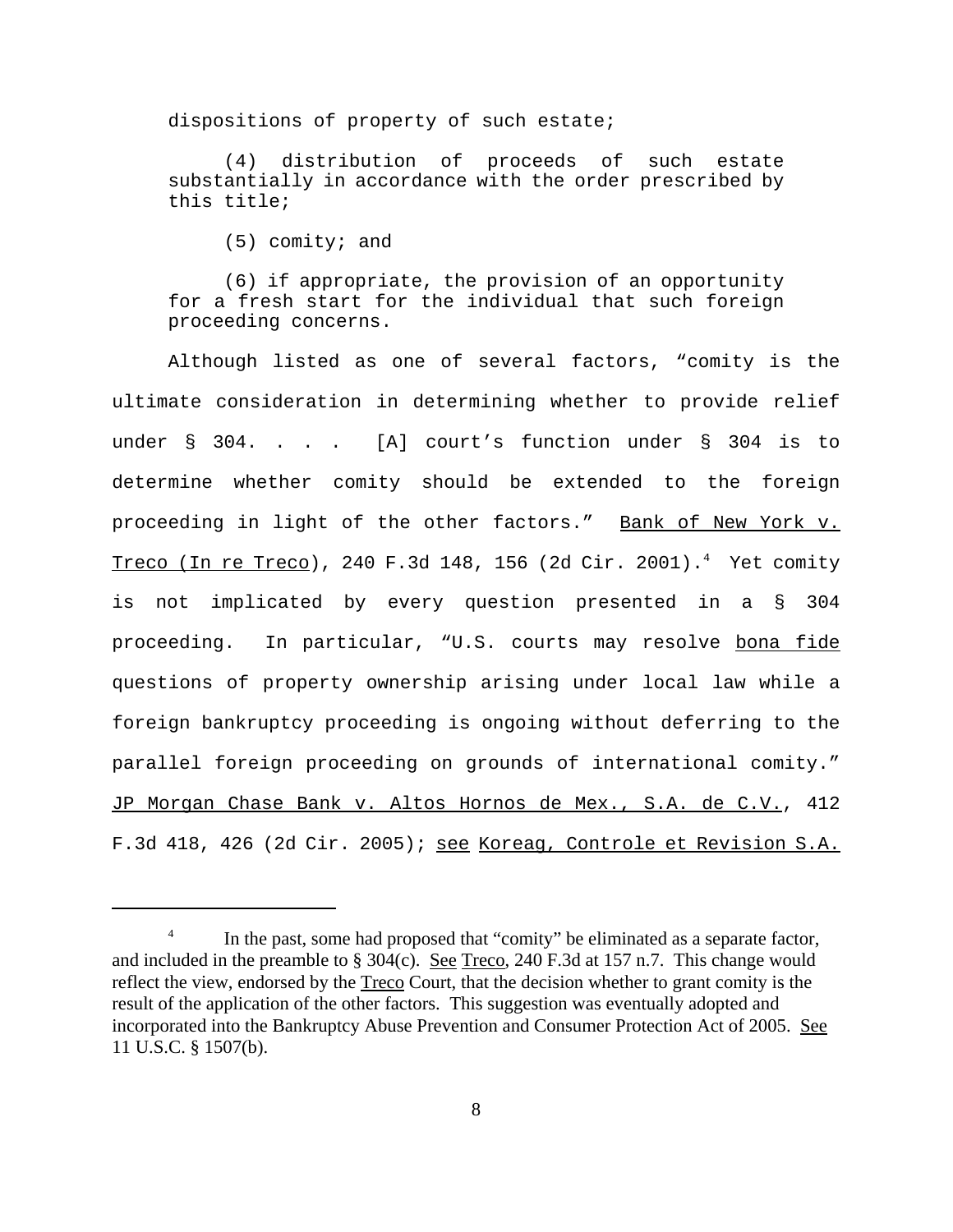dispositions of property of such estate;

(4) distribution of proceeds of such estate substantially in accordance with the order prescribed by this title;

(5) comity; and

(6) if appropriate, the provision of an opportunity for a fresh start for the individual that such foreign proceeding concerns.

Although listed as one of several factors, "comity is the ultimate consideration in determining whether to provide relief under § 304. . . . [A] court's function under § 304 is to determine whether comity should be extended to the foreign proceeding in light of the other factors." Bank of New York v. Treco (In re Treco), 240 F.3d 148, 156 (2d Cir. 2001).[4] Yet comity is not implicated by every question presented in a § 304 proceeding. In particular, "U.S. courts may resolve bona fide questions of property ownership arising under local law while a foreign bankruptcy proceeding is ongoing without deferring to the parallel foreign proceeding on grounds of international comity." JP Morgan Chase Bank v. Altos Hornos de Mex., S.A. de C.V., 412 F.3d 418, 426 (2d Cir. 2005); see Koreag, Controle et Revision S.A.

---

[4] In the past, some had proposed that "comity" be eliminated as a separate factor, and included in the preamble to § 304(c). See Treco, 240 F.3d at 157 n.7. This change would reflect the view, endorsed by the Treco Court, that the decision whether to grant comity is the result of the application of the other factors. This suggestion was eventually adopted and incorporated into the Bankruptcy Abuse Prevention and Consumer Protection Act of 2005. See 11 U.S.C. § 1507(b).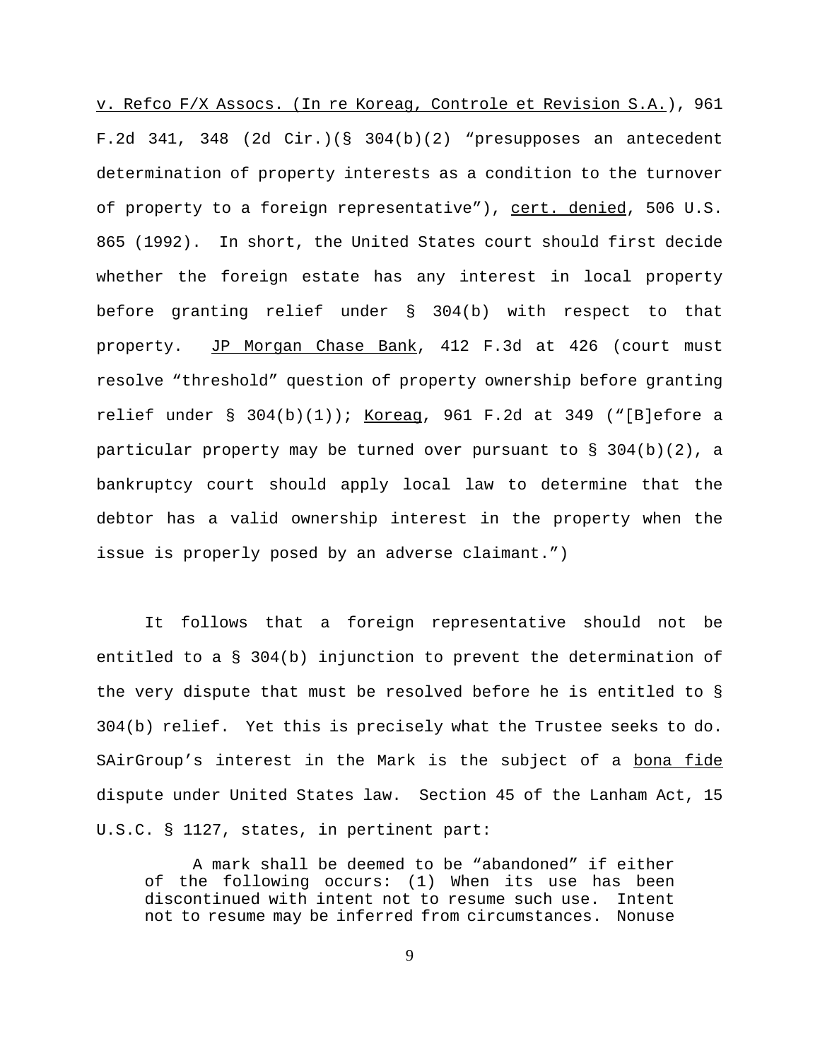v. Refco F/X Assocs. (In re Koreag, Controle et Revision S.A.), 961 F.2d 341, 348 (2d Cir.)(§ 304(b)(2) "presupposes an antecedent determination of property interests as a condition to the turnover of property to a foreign representative"), cert. denied, 506 U.S. 865 (1992). In short, the United States court should first decide whether the foreign estate has any interest in local property before granting relief under § 304(b) with respect to that property. JP Morgan Chase Bank, 412 F.3d at 426 (court must resolve "threshold" question of property ownership before granting relief under § 304(b)(1)); Koreag, 961 F.2d at 349 ("[B]efore a particular property may be turned over pursuant to § 304(b)(2), a bankruptcy court should apply local law to determine that the debtor has a valid ownership interest in the property when the issue is properly posed by an adverse claimant.")

It follows that a foreign representative should not be entitled to a § 304(b) injunction to prevent the determination of the very dispute that must be resolved before he is entitled to § 304(b) relief. Yet this is precisely what the Trustee seeks to do. SAirGroup's interest in the Mark is the subject of a bona fide dispute under United States law. Section 45 of the Lanham Act, 15 U.S.C. § 1127, states, in pertinent part:

> A mark shall be deemed to be "abandoned" if either of the following occurs: (1) When its use has been discontinued with intent not to resume such use. Intent not to resume may be inferred from circumstances. Nonuse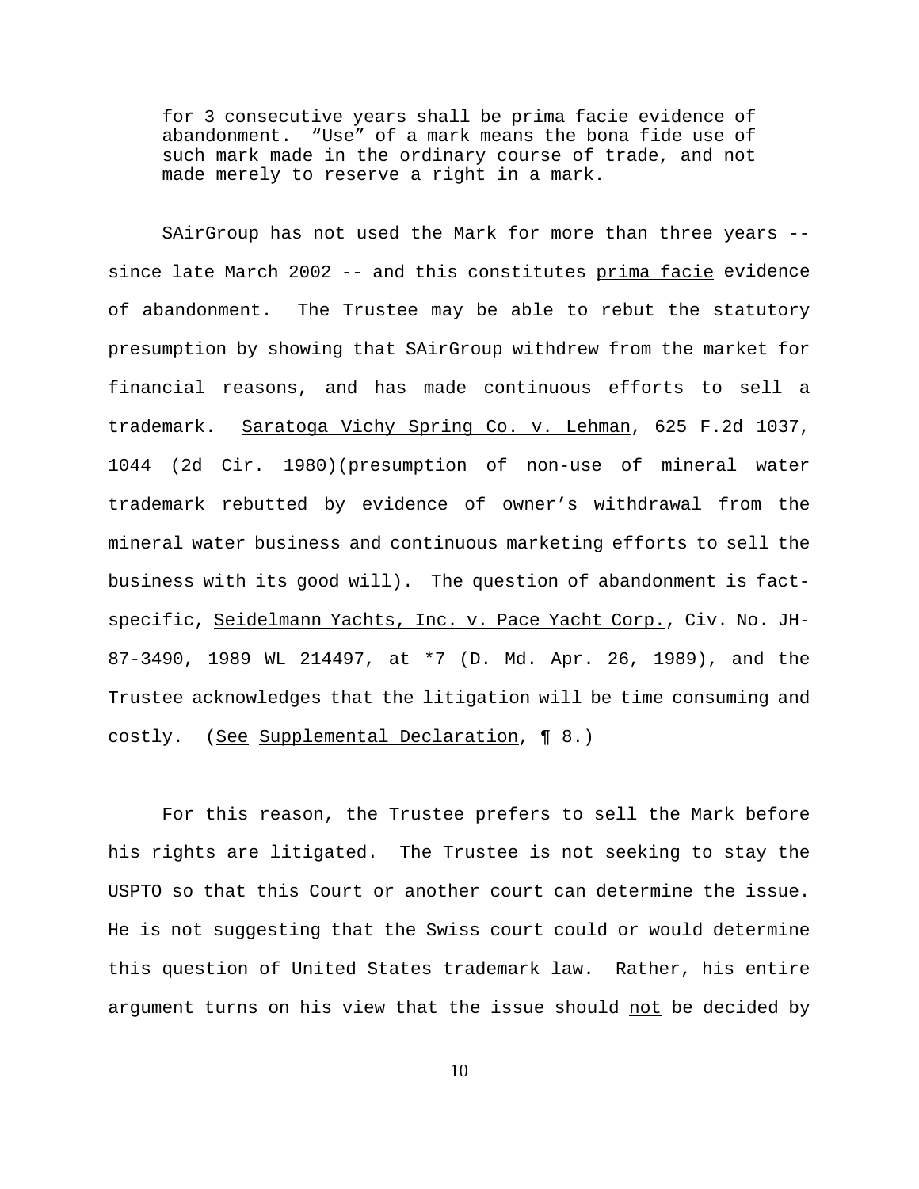> for 3 consecutive years shall be prima facie evidence of abandonment. "Use" of a mark means the bona fide use of such mark made in the ordinary course of trade, and not made merely to reserve a right in a mark.

SAirGroup has not used the Mark for more than three years -- since late March 2002 -- and this constitutes prima facie evidence of abandonment. The Trustee may be able to rebut the statutory presumption by showing that SAirGroup withdrew from the market for financial reasons, and has made continuous efforts to sell a trademark. Saratoga Vichy Spring Co. v. Lehman, 625 F.2d 1037, 1044 (2d Cir. 1980)(presumption of non-use of mineral water trademark rebutted by evidence of owner's withdrawal from the mineral water business and continuous marketing efforts to sell the business with its good will). The question of abandonment is fact-specific, Seidelmann Yachts, Inc. v. Pace Yacht Corp., Civ. No. JH-87-3490, 1989 WL 214497, at *7 (D. Md. Apr. 26, 1989), and the Trustee acknowledges that the litigation will be time consuming and costly. (See Supplemental Declaration, ¶ 8.)

For this reason, the Trustee prefers to sell the Mark before his rights are litigated. The Trustee is not seeking to stay the USPTO so that this Court or another court can determine the issue. He is not suggesting that the Swiss court could or would determine this question of United States trademark law. Rather, his entire argument turns on his view that the issue should not be decided by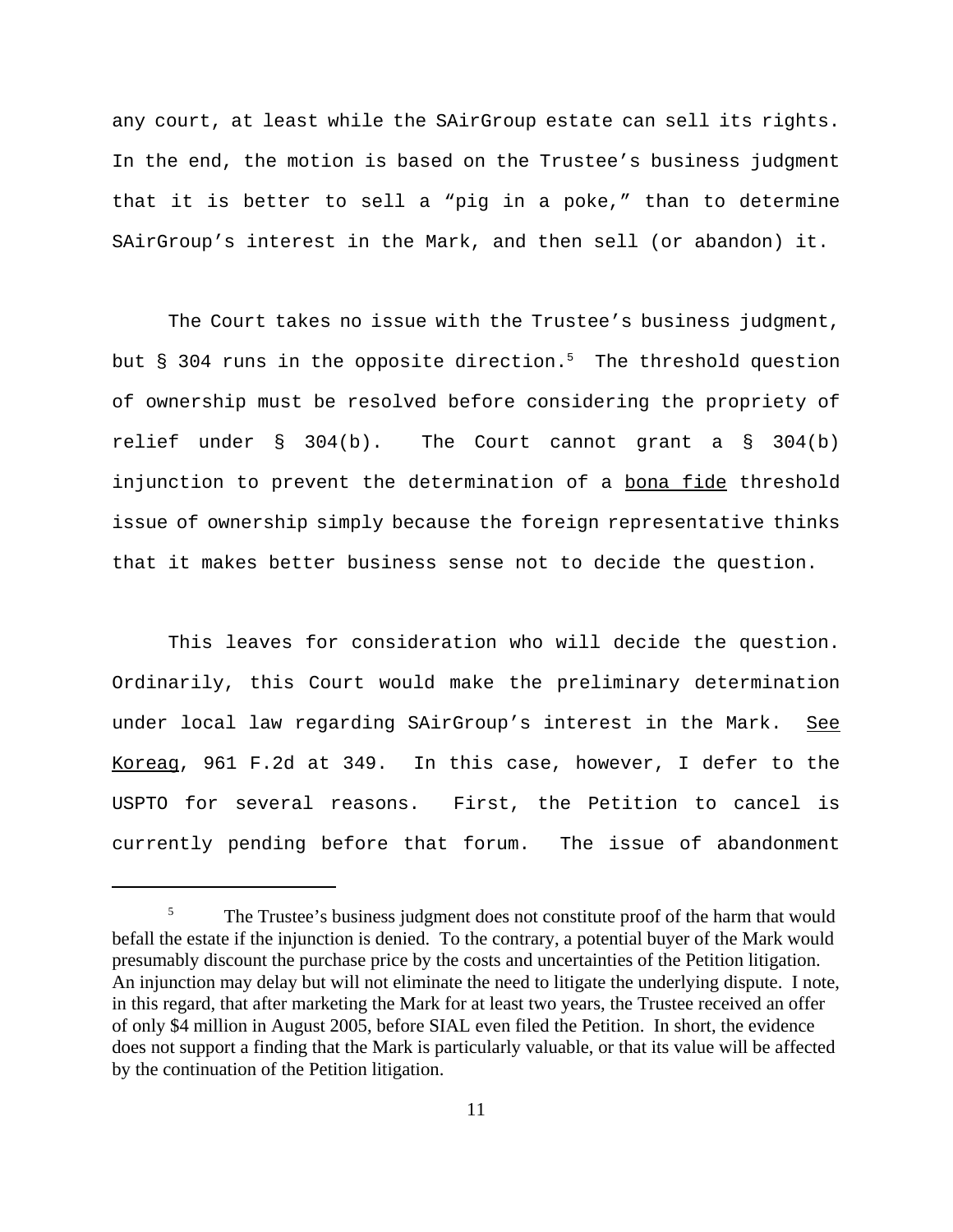any court, at least while the SAirGroup estate can sell its rights. In the end, the motion is based on the Trustee's business judgment that it is better to sell a "pig in a poke," than to determine SAirGroup's interest in the Mark, and then sell (or abandon) it.

The Court takes no issue with the Trustee's business judgment, but § 304 runs in the opposite direction.[5] The threshold question of ownership must be resolved before considering the propriety of relief under § 304(b). The Court cannot grant a § 304(b) injunction to prevent the determination of a <u>bona fide</u> threshold issue of ownership simply because the foreign representative thinks that it makes better business sense not to decide the question.

This leaves for consideration who will decide the question. Ordinarily, this Court would make the preliminary determination under local law regarding SAirGroup's interest in the Mark. <u>See</u> <u>Koreag</u>, 961 F.2d at 349. In this case, however, I defer to the USPTO for several reasons. First, the Petition to cancel is currently pending before that forum. The issue of abandonment

---

[5] The Trustee's business judgment does not constitute proof of the harm that would befall the estate if the injunction is denied. To the contrary, a potential buyer of the Mark would presumably discount the purchase price by the costs and uncertainties of the Petition litigation. An injunction may delay but will not eliminate the need to litigate the underlying dispute. I note, in this regard, that after marketing the Mark for at least two years, the Trustee received an offer of only $4 million in August 2005, before SIAL even filed the Petition. In short, the evidence does not support a finding that the Mark is particularly valuable, or that its value will be affected by the continuation of the Petition litigation.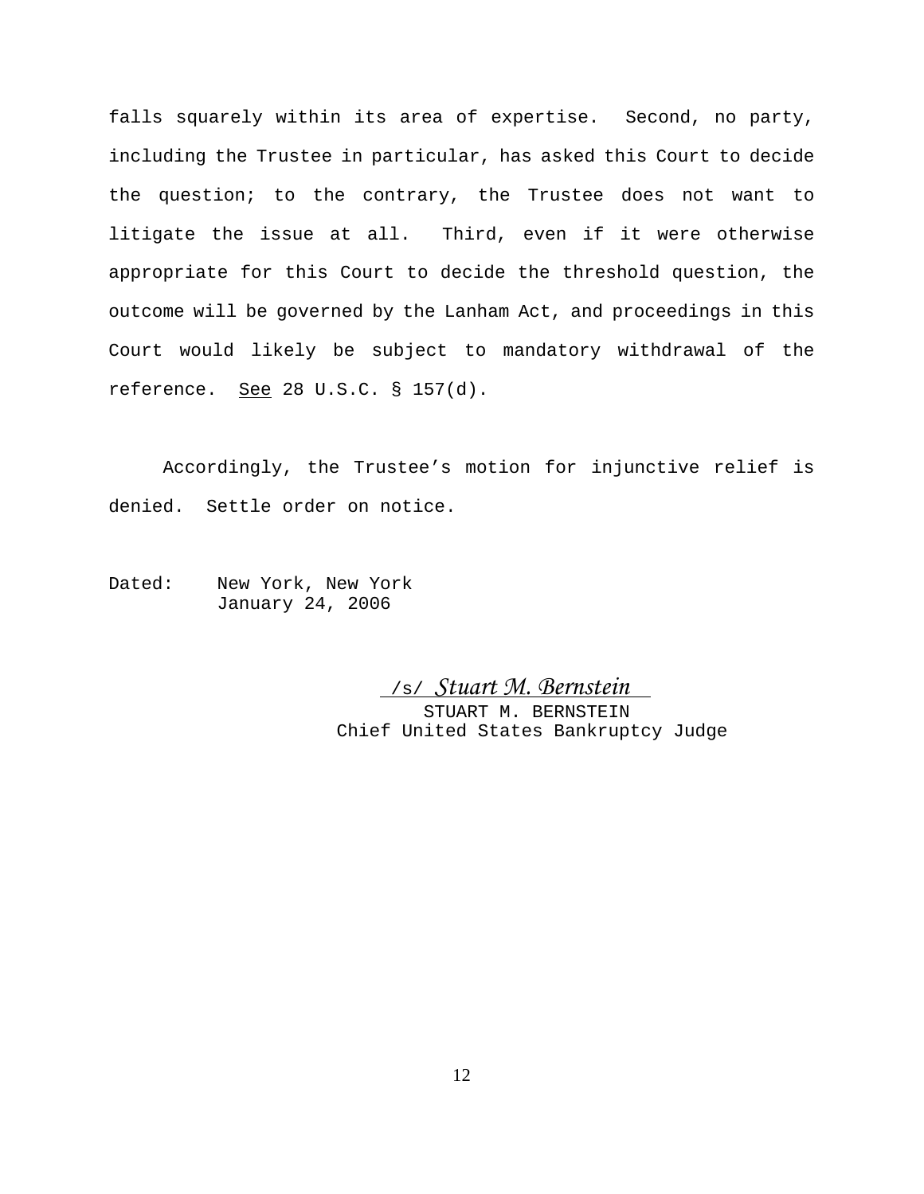falls squarely within its area of expertise. Second, no party, including the Trustee in particular, has asked this Court to decide the question; to the contrary, the Trustee does not want to litigate the issue at all. Third, even if it were otherwise appropriate for this Court to decide the threshold question, the outcome will be governed by the Lanham Act, and proceedings in this Court would likely be subject to mandatory withdrawal of the reference. See 28 U.S.C. § 157(d).

Accordingly, the Trustee's motion for injunctive relief is denied. Settle order on notice.

Dated: New York, New York
January 24, 2006

/s/ *Stuart M. Bernstein*
STUART M. BERNSTEIN
Chief United States Bankruptcy Judge